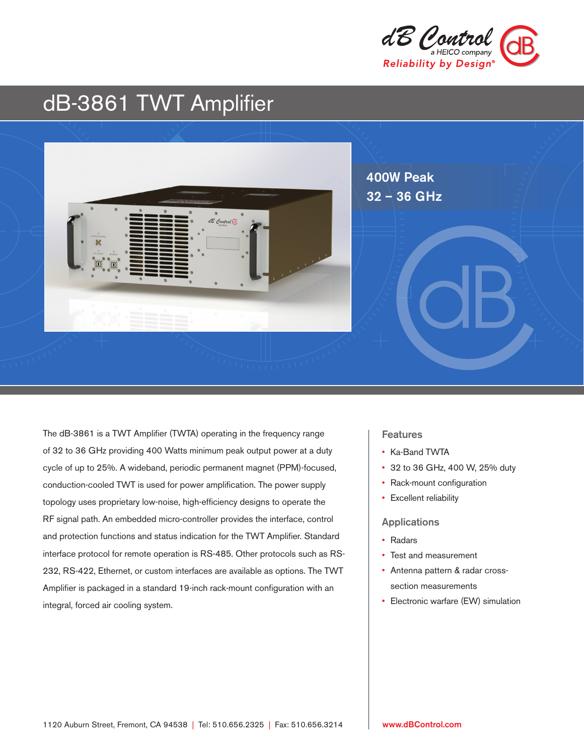dB Control
a HEICO company
Reliability by Design®

# dB-3861 TWT Amplifier

**400W Peak**
**32 – 36 GHz**

The dB-3861 is a TWT Amplifier (TWTA) operating in the frequency range of 32 to 36 GHz providing 400 Watts minimum peak output power at a duty cycle of up to 25%. A wideband, periodic permanent magnet (PPM)-focused, conduction-cooled TWT is used for power amplification. The power supply topology uses proprietary low-noise, high-efficiency designs to operate the RF signal path. An embedded micro-controller provides the interface, control and protection functions and status indication for the TWT Amplifier. Standard interface protocol for remote operation is RS-485. Other protocols such as RS-232, RS-422, Ethernet, or custom interfaces are available as options. The TWT Amplifier is packaged in a standard 19-inch rack-mount configuration with an integral, forced air cooling system.

## Features

- Ka-Band TWTA
- 32 to 36 GHz, 400 W, 25% duty
- Rack-mount configuration
- Excellent reliability

## Applications

- Radars
- Test and measurement
- Antenna pattern & radar cross-section measurements
- Electronic warfare (EW) simulation

1120 Auburn Street, Fremont, CA 94538 | Tel: 510.656.2325 | Fax: 510.656.3214

www.dBControl.com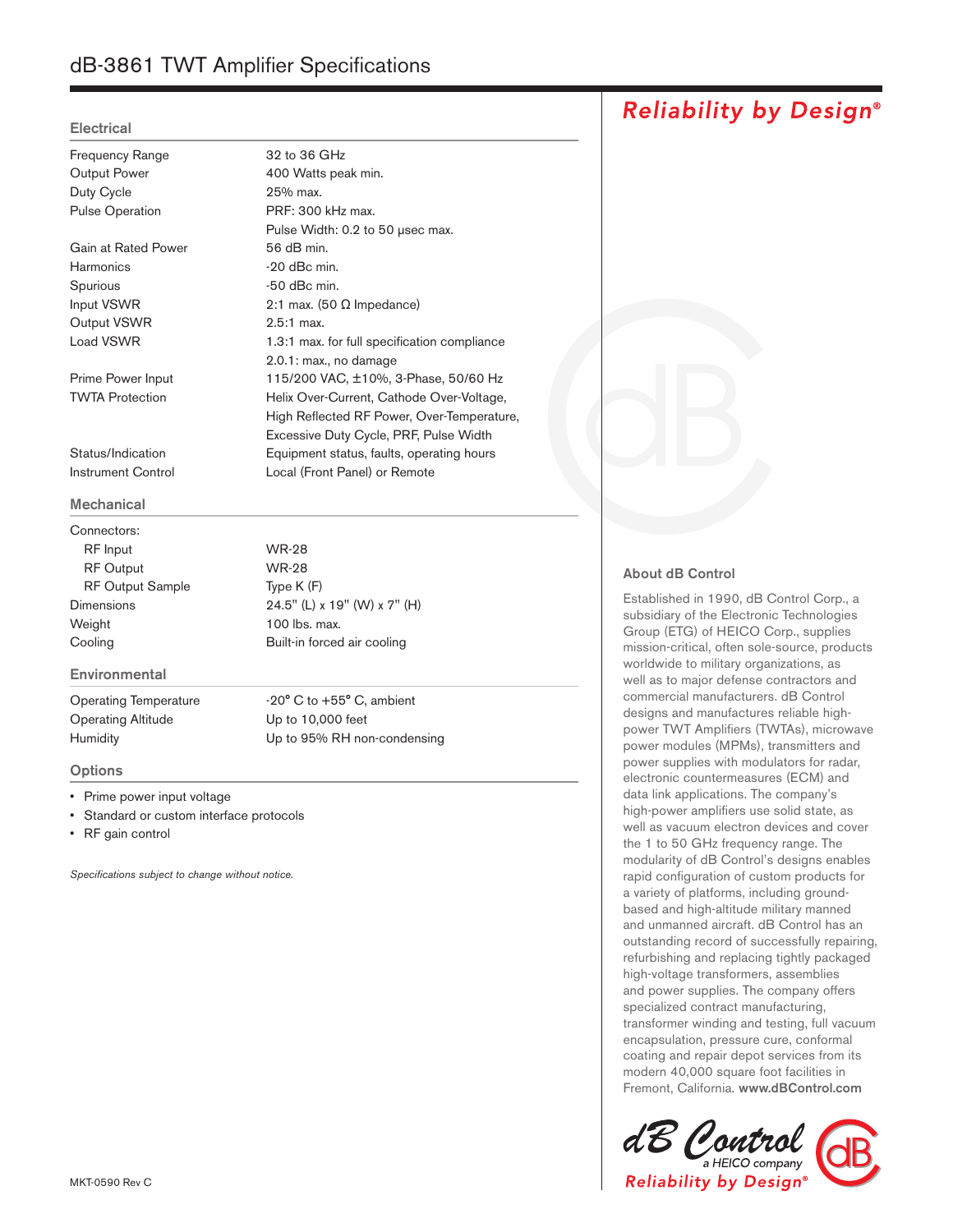# dB-3861 TWT Amplifier Specifications

## Electrical

| | |
|---|---|
| Frequency Range | 32 to 36 GHz |
| Output Power | 400 Watts peak min. |
| Duty Cycle | 25% max. |
| Pulse Operation | PRF: 300 kHz max.<br>Pulse Width: 0.2 to 50 µsec max. |
| Gain at Rated Power | 56 dB min. |
| Harmonics | -20 dBc min. |
| Spurious | -50 dBc min. |
| Input VSWR | 2:1 max. (50 Ω Impedance) |
| Output VSWR | 2.5:1 max. |
| Load VSWR | 1.3:1 max. for full specification compliance<br>2.0.1: max., no damage |
| Prime Power Input | 115/200 VAC, ±10%, 3-Phase, 50/60 Hz |
| TWTA Protection | Helix Over-Current, Cathode Over-Voltage, High Reflected RF Power, Over-Temperature, Excessive Duty Cycle, PRF, Pulse Width |
| Status/Indication | Equipment status, faults, operating hours |
| Instrument Control | Local (Front Panel) or Remote |

## Mechanical

| | |
|---|---|
| Connectors: | |
| RF Input | WR-28 |
| RF Output | WR-28 |
| RF Output Sample | Type K (F) |
| Dimensions | 24.5" (L) x 19" (W) x 7" (H) |
| Weight | 100 lbs. max. |
| Cooling | Built-in forced air cooling |

## Environmental

| | |
|---|---|
| Operating Temperature | -20° C to +55° C, ambient |
| Operating Altitude | Up to 10,000 feet |
| Humidity | Up to 95% RH non-condensing |

## Options

- Prime power input voltage
- Standard or custom interface protocols
- RF gain control

*Specifications subject to change without notice.*

MKT-0590 Rev C

*Reliability by Design®*

### About dB Control

Established in 1990, dB Control Corp., a subsidiary of the Electronic Technologies Group (ETG) of HEICO Corp., supplies mission-critical, often sole-source, products worldwide to military organizations, as well as to major defense contractors and commercial manufacturers. dB Control designs and manufactures reliable high-power TWT Amplifiers (TWTAs), microwave power modules (MPMs), transmitters and power supplies with modulators for radar, electronic countermeasures (ECM) and data link applications. The company's high-power amplifiers use solid state, as well as vacuum electron devices and cover the 1 to 50 GHz frequency range. The modularity of dB Control's designs enables rapid configuration of custom products for a variety of platforms, including ground-based and high-altitude military manned and unmanned aircraft. dB Control has an outstanding record of successfully repairing, refurbishing and replacing tightly packaged high-voltage transformers, assemblies and power supplies. The company offers specialized contract manufacturing, transformer winding and testing, full vacuum encapsulation, pressure cure, conformal coating and repair depot services from its modern 40,000 square foot facilities in Fremont, California. **www.dBControl.com**

dB Control
a HEICO company
*Reliability by Design®*